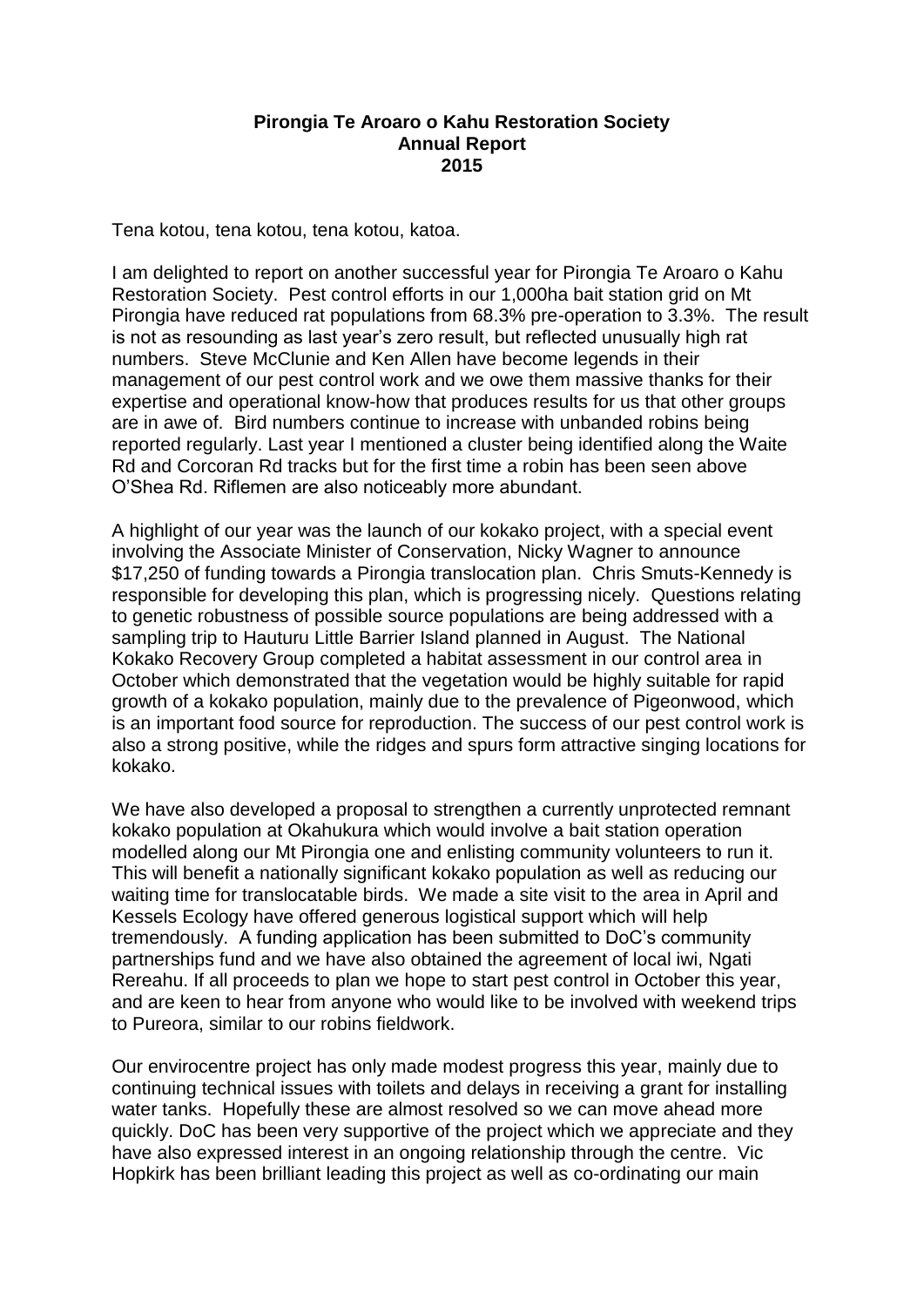**Pirongia Te Aroaro o Kahu Restoration Society**
**Annual Report**
**2015**

Tena kotou, tena kotou, tena kotou, katoa.

I am delighted to report on another successful year for Pirongia Te Aroaro o Kahu Restoration Society. Pest control efforts in our 1,000ha bait station grid on Mt Pirongia have reduced rat populations from 68.3% pre-operation to 3.3%. The result is not as resounding as last year's zero result, but reflected unusually high rat numbers. Steve McClunie and Ken Allen have become legends in their management of our pest control work and we owe them massive thanks for their expertise and operational know-how that produces results for us that other groups are in awe of. Bird numbers continue to increase with unbanded robins being reported regularly. Last year I mentioned a cluster being identified along the Waite Rd and Corcoran Rd tracks but for the first time a robin has been seen above O'Shea Rd. Riflemen are also noticeably more abundant.

A highlight of our year was the launch of our kokako project, with a special event involving the Associate Minister of Conservation, Nicky Wagner to announce $17,250 of funding towards a Pirongia translocation plan. Chris Smuts-Kennedy is responsible for developing this plan, which is progressing nicely. Questions relating to genetic robustness of possible source populations are being addressed with a sampling trip to Hauturu Little Barrier Island planned in August. The National Kokako Recovery Group completed a habitat assessment in our control area in October which demonstrated that the vegetation would be highly suitable for rapid growth of a kokako population, mainly due to the prevalence of Pigeonwood, which is an important food source for reproduction. The success of our pest control work is also a strong positive, while the ridges and spurs form attractive singing locations for kokako.

We have also developed a proposal to strengthen a currently unprotected remnant kokako population at Okahukura which would involve a bait station operation modelled along our Mt Pirongia one and enlisting community volunteers to run it. This will benefit a nationally significant kokako population as well as reducing our waiting time for translocatable birds. We made a site visit to the area in April and Kessels Ecology have offered generous logistical support which will help tremendously. A funding application has been submitted to DoC's community partnerships fund and we have also obtained the agreement of local iwi, Ngati Rereahu. If all proceeds to plan we hope to start pest control in October this year, and are keen to hear from anyone who would like to be involved with weekend trips to Pureora, similar to our robins fieldwork.

Our envirocentre project has only made modest progress this year, mainly due to continuing technical issues with toilets and delays in receiving a grant for installing water tanks. Hopefully these are almost resolved so we can move ahead more quickly. DoC has been very supportive of the project which we appreciate and they have also expressed interest in an ongoing relationship through the centre. Vic Hopkirk has been brilliant leading this project as well as co-ordinating our main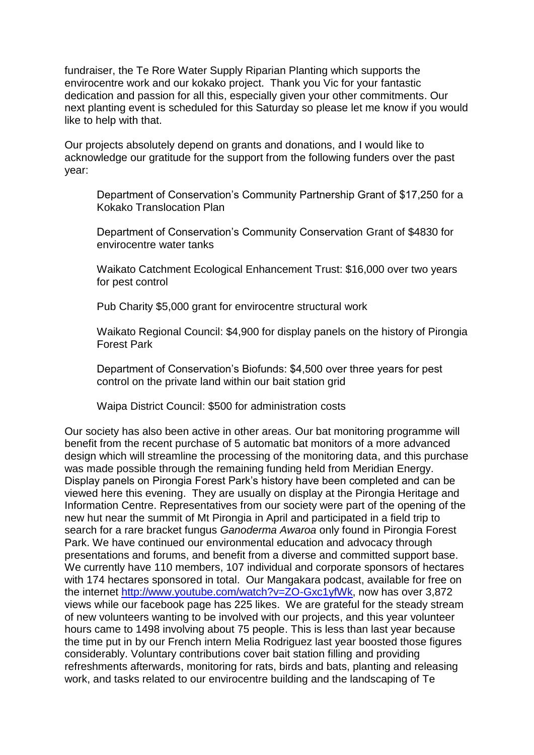fundraiser, the Te Rore Water Supply Riparian Planting which supports the envirocentre work and our kokako project. Thank you Vic for your fantastic dedication and passion for all this, especially given your other commitments. Our next planting event is scheduled for this Saturday so please let me know if you would like to help with that.

Our projects absolutely depend on grants and donations, and I would like to acknowledge our gratitude for the support from the following funders over the past year:

> Department of Conservation's Community Partnership Grant of $17,250 for a Kokako Translocation Plan
>
> Department of Conservation's Community Conservation Grant of $4830 for envirocentre water tanks
>
> Waikato Catchment Ecological Enhancement Trust: $16,000 over two years for pest control
>
> Pub Charity $5,000 grant for envirocentre structural work
>
> Waikato Regional Council: $4,900 for display panels on the history of Pirongia Forest Park
>
> Department of Conservation's Biofunds: $4,500 over three years for pest control on the private land within our bait station grid
>
> Waipa District Council: $500 for administration costs

Our society has also been active in other areas. Our bat monitoring programme will benefit from the recent purchase of 5 automatic bat monitors of a more advanced design which will streamline the processing of the monitoring data, and this purchase was made possible through the remaining funding held from Meridian Energy. Display panels on Pirongia Forest Park's history have been completed and can be viewed here this evening. They are usually on display at the Pirongia Heritage and Information Centre. Representatives from our society were part of the opening of the new hut near the summit of Mt Pirongia in April and participated in a field trip to search for a rare bracket fungus *Ganoderma Awaroa* only found in Pirongia Forest Park. We have continued our environmental education and advocacy through presentations and forums, and benefit from a diverse and committed support base. We currently have 110 members, 107 individual and corporate sponsors of hectares with 174 hectares sponsored in total. Our Mangakara podcast, available for free on the internet http://www.youtube.com/watch?v=ZO-Gxc1yfWk, now has over 3,872 views while our facebook page has 225 likes. We are grateful for the steady stream of new volunteers wanting to be involved with our projects, and this year volunteer hours came to 1498 involving about 75 people. This is less than last year because the time put in by our French intern Melia Rodriguez last year boosted those figures considerably. Voluntary contributions cover bait station filling and providing refreshments afterwards, monitoring for rats, birds and bats, planting and releasing work, and tasks related to our envirocentre building and the landscaping of Te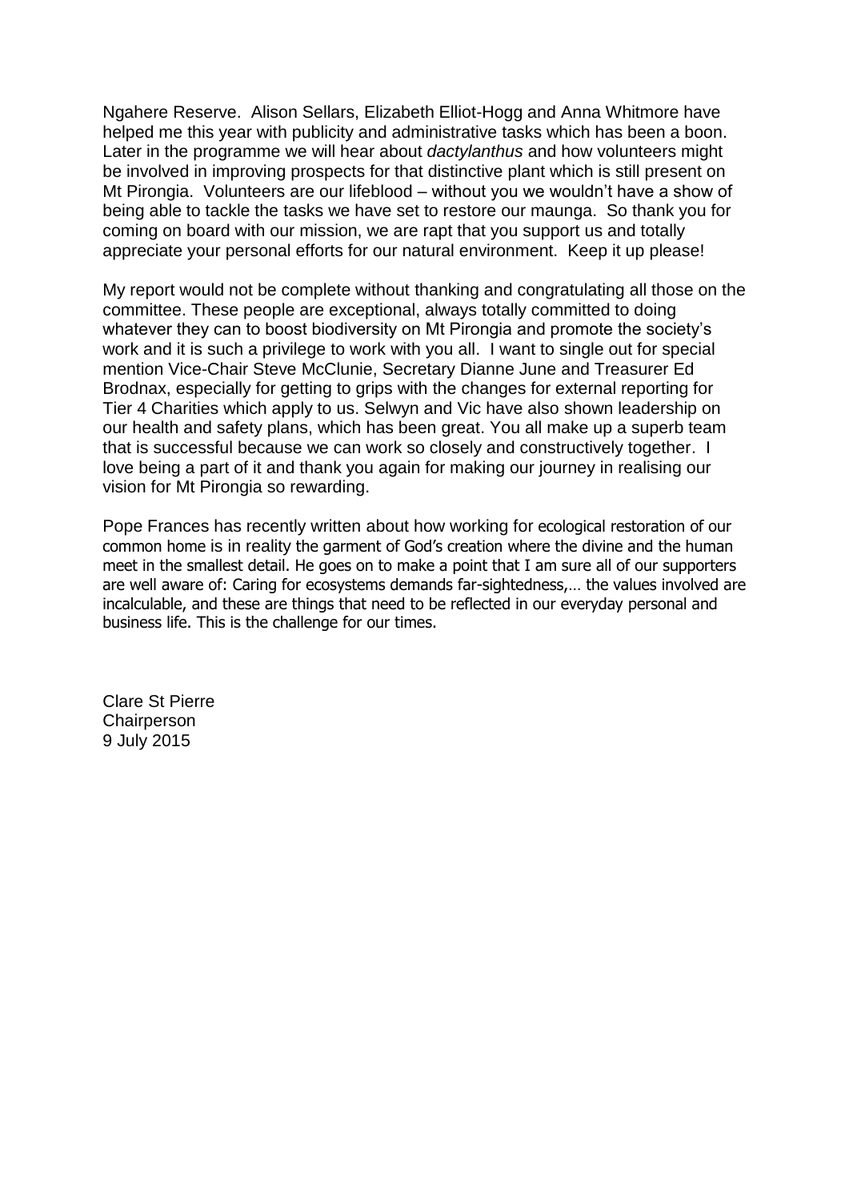Ngahere Reserve. Alison Sellars, Elizabeth Elliot-Hogg and Anna Whitmore have helped me this year with publicity and administrative tasks which has been a boon. Later in the programme we will hear about *dactylanthus* and how volunteers might be involved in improving prospects for that distinctive plant which is still present on Mt Pirongia. Volunteers are our lifeblood – without you we wouldn't have a show of being able to tackle the tasks we have set to restore our maunga. So thank you for coming on board with our mission, we are rapt that you support us and totally appreciate your personal efforts for our natural environment. Keep it up please!

My report would not be complete without thanking and congratulating all those on the committee. These people are exceptional, always totally committed to doing whatever they can to boost biodiversity on Mt Pirongia and promote the society's work and it is such a privilege to work with you all. I want to single out for special mention Vice-Chair Steve McClunie, Secretary Dianne June and Treasurer Ed Brodnax, especially for getting to grips with the changes for external reporting for Tier 4 Charities which apply to us. Selwyn and Vic have also shown leadership on our health and safety plans, which has been great. You all make up a superb team that is successful because we can work so closely and constructively together. I love being a part of it and thank you again for making our journey in realising our vision for Mt Pirongia so rewarding.

Pope Frances has recently written about how working for ecological restoration of our common home is in reality the garment of God's creation where the divine and the human meet in the smallest detail. He goes on to make a point that I am sure all of our supporters are well aware of: Caring for ecosystems demands far-sightedness,… the values involved are incalculable, and these are things that need to be reflected in our everyday personal and business life. This is the challenge for our times.

Clare St Pierre
Chairperson
9 July 2015